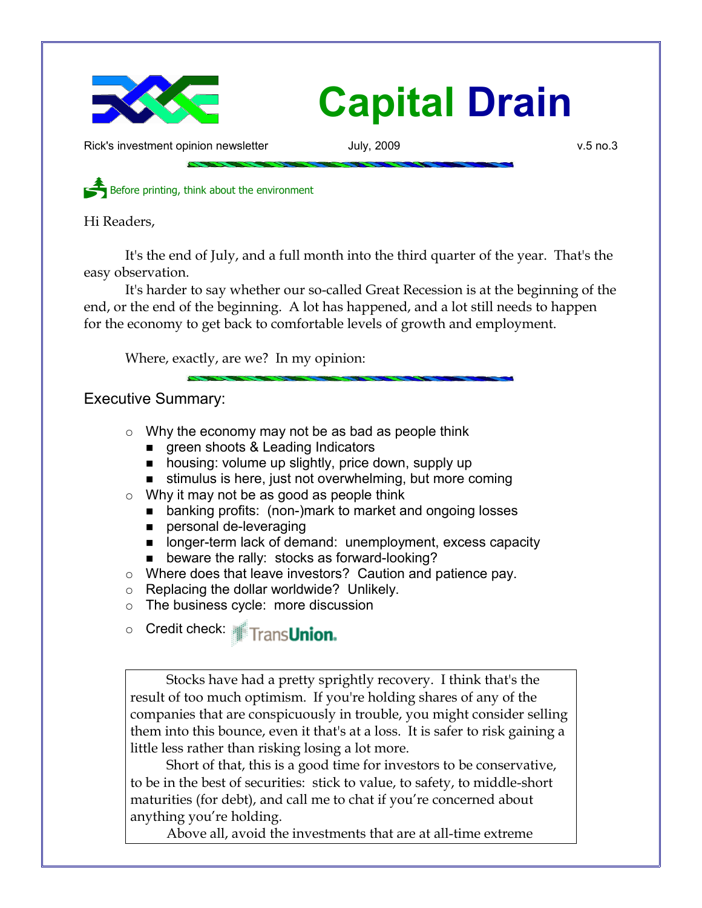# Capital Drain

Rick's investment opinion newsletter July, 2009 v.5 no.3

Before printing, think about the environment

Hi Readers,

It's the end of July, and a full month into the third quarter of the year. That's the easy observation.

It's harder to say whether our so-called Great Recession is at the beginning of the end, or the end of the beginning. A lot has happened, and a lot still needs to happen for the economy to get back to comfortable levels of growth and employment.

Where, exactly, are we? In my opinion:

## Executive Summary:

- Why the economy may not be as bad as people think
  - green shoots & Leading Indicators
  - housing: volume up slightly, price down, supply up
  - stimulus is here, just not overwhelming, but more coming
- Why it may not be as good as people think
  - banking profits: (non-)mark to market and ongoing losses
  - personal de-leveraging
  - longer-term lack of demand: unemployment, excess capacity
  - beware the rally: stocks as forward-looking?
- Where does that leave investors? Caution and patience pay.
- Replacing the dollar worldwide? Unlikely.
- The business cycle: more discussion
- Credit check: TransUnion.

Stocks have had a pretty sprightly recovery. I think that's the result of too much optimism. If you're holding shares of any of the companies that are conspicuously in trouble, you might consider selling them into this bounce, even it that's at a loss. It is safer to risk gaining a little less rather than risking losing a lot more.

Short of that, this is a good time for investors to be conservative, to be in the best of securities: stick to value, to safety, to middle-short maturities (for debt), and call me to chat if you're concerned about anything you're holding.

Above all, avoid the investments that are at all-time extreme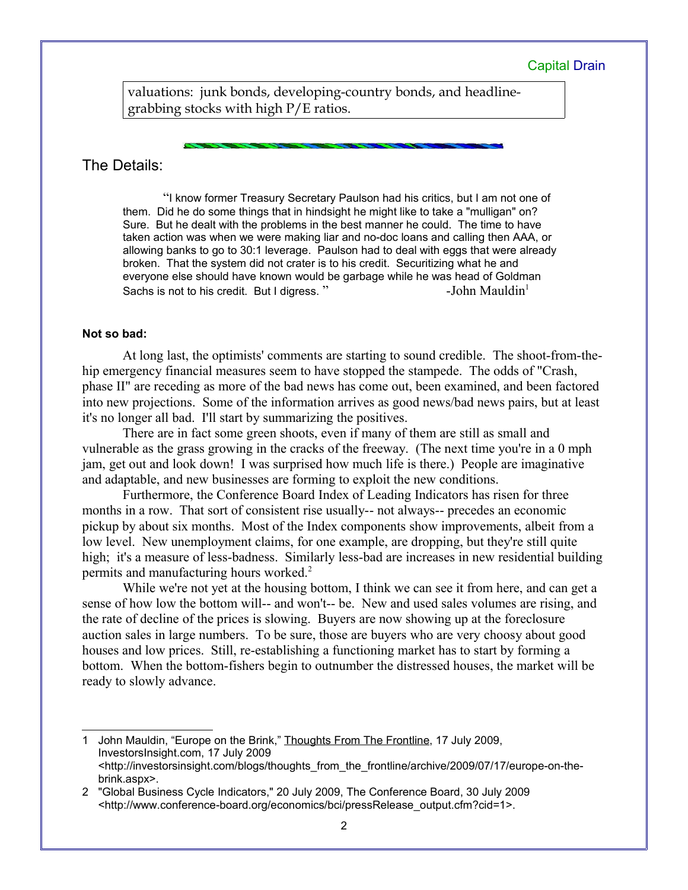valuations: junk bonds, developing-country bonds, and headline-grabbing stocks with high P/E ratios.

## The Details:

> "I know former Treasury Secretary Paulson had his critics, but I am not one of them. Did he do some things that in hindsight he might like to take a "mulligan" on? Sure. But he dealt with the problems in the best manner he could. The time to have taken action was when we were making liar and no-doc loans and calling then AAA, or allowing banks to go to 30:1 leverage. Paulson had to deal with eggs that were already broken. That the system did not crater is to his credit. Securitizing what he and everyone else should have known would be garbage while he was head of Goldman Sachs is not to his credit. But I digress. " -John Mauldin[1]

**Not so bad:**

At long last, the optimists' comments are starting to sound credible. The shoot-from-the-hip emergency financial measures seem to have stopped the stampede. The odds of "Crash, phase II" are receding as more of the bad news has come out, been examined, and been factored into new projections. Some of the information arrives as good news/bad news pairs, but at least it's no longer all bad. I'll start by summarizing the positives.

There are in fact some green shoots, even if many of them are still as small and vulnerable as the grass growing in the cracks of the freeway. (The next time you're in a 0 mph jam, get out and look down! I was surprised how much life is there.) People are imaginative and adaptable, and new businesses are forming to exploit the new conditions.

Furthermore, the Conference Board Index of Leading Indicators has risen for three months in a row. That sort of consistent rise usually-- not always-- precedes an economic pickup by about six months. Most of the Index components show improvements, albeit from a low level. New unemployment claims, for one example, are dropping, but they're still quite high; it's a measure of less-badness. Similarly less-bad are increases in new residential building permits and manufacturing hours worked.[2]

While we're not yet at the housing bottom, I think we can see it from here, and can get a sense of how low the bottom will-- and won't-- be. New and used sales volumes are rising, and the rate of decline of the prices is slowing. Buyers are now showing up at the foreclosure auction sales in large numbers. To be sure, those are buyers who are very choosy about good houses and low prices. Still, re-establishing a functioning market has to start by forming a bottom. When the bottom-fishers begin to outnumber the distressed houses, the market will be ready to slowly advance.

---

1 John Mauldin, "Europe on the Brink," Thoughts From The Frontline, 17 July 2009, InvestorsInsight.com, 17 July 2009 <http://investorsinsight.com/blogs/thoughts_from_the_frontline/archive/2009/07/17/europe-on-the-brink.aspx>.

2 "Global Business Cycle Indicators," 20 July 2009, The Conference Board, 30 July 2009 <http://www.conference-board.org/economics/bci/pressRelease_output.cfm?cid=1>.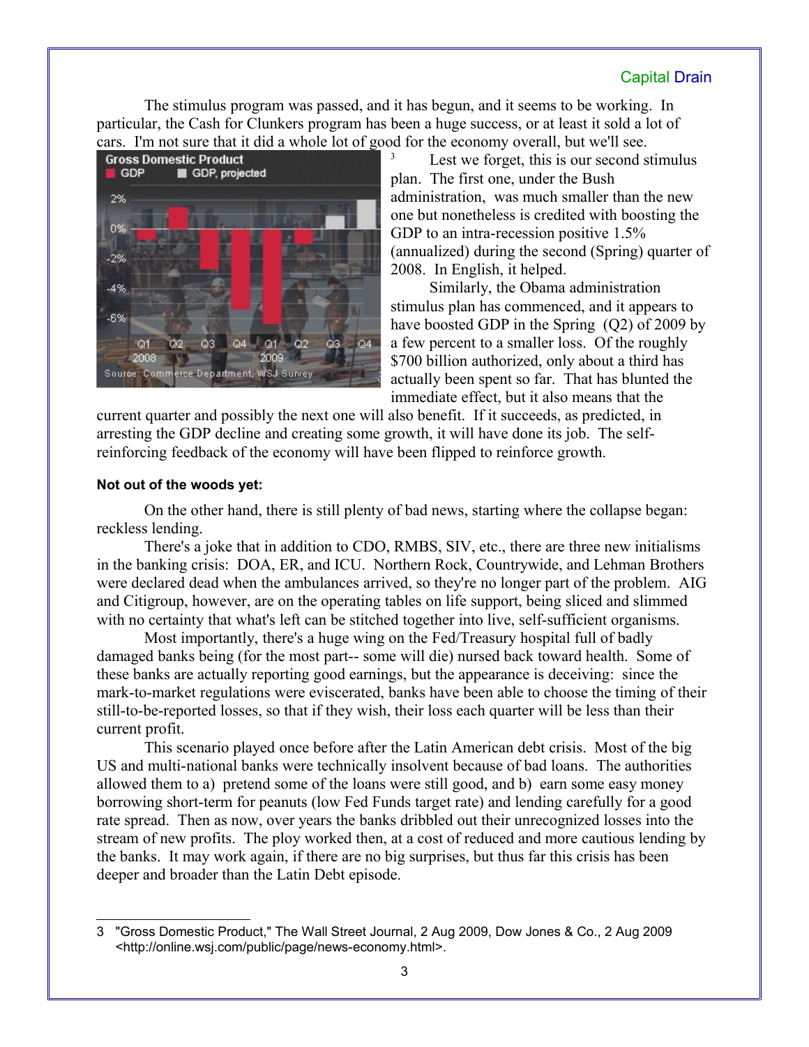The stimulus program was passed, and it has begun, and it seems to be working. In particular, the Cash for Clunkers program has been a huge success, or at least it sold a lot of cars. I'm not sure that it did a whole lot of good for the economy overall, but we'll see.

[3] Lest we forget, this is our second stimulus plan. The first one, under the Bush administration, was much smaller than the new one but nonetheless is credited with boosting the GDP to an intra-recession positive 1.5% (annualized) during the second (Spring) quarter of 2008. In English, it helped.

Similarly, the Obama administration stimulus plan has commenced, and it appears to have boosted GDP in the Spring (Q2) of 2009 by a few percent to a smaller loss. Of the roughly $700 billion authorized, only about a third has actually been spent so far. That has blunted the immediate effect, but it also means that the current quarter and possibly the next one will also benefit. If it succeeds, as predicted, in arresting the GDP decline and creating some growth, it will have done its job. The self-reinforcing feedback of the economy will have been flipped to reinforce growth.

**Not out of the woods yet:**

On the other hand, there is still plenty of bad news, starting where the collapse began: reckless lending.

There's a joke that in addition to CDO, RMBS, SIV, etc., there are three new initialisms in the banking crisis: DOA, ER, and ICU. Northern Rock, Countrywide, and Lehman Brothers were declared dead when the ambulances arrived, so they're no longer part of the problem. AIG and Citigroup, however, are on the operating tables on life support, being sliced and slimmed with no certainty that what's left can be stitched together into live, self-sufficient organisms.

Most importantly, there's a huge wing on the Fed/Treasury hospital full of badly damaged banks being (for the most part-- some will die) nursed back toward health. Some of these banks are actually reporting good earnings, but the appearance is deceiving: since the mark-to-market regulations were eviscerated, banks have been able to choose the timing of their still-to-be-reported losses, so that if they wish, their loss each quarter will be less than their current profit.

This scenario played once before after the Latin American debt crisis. Most of the big US and multi-national banks were technically insolvent because of bad loans. The authorities allowed them to a) pretend some of the loans were still good, and b) earn some easy money borrowing short-term for peanuts (low Fed Funds target rate) and lending carefully for a good rate spread. Then as now, over years the banks dribbled out their unrecognized losses into the stream of new profits. The ploy worked then, at a cost of reduced and more cautious lending by the banks. It may work again, if there are no big surprises, but thus far this crisis has been deeper and broader than the Latin Debt episode.

---

3 "Gross Domestic Product," The Wall Street Journal, 2 Aug 2009, Dow Jones & Co., 2 Aug 2009 <http://online.wsj.com/public/page/news-economy.html>.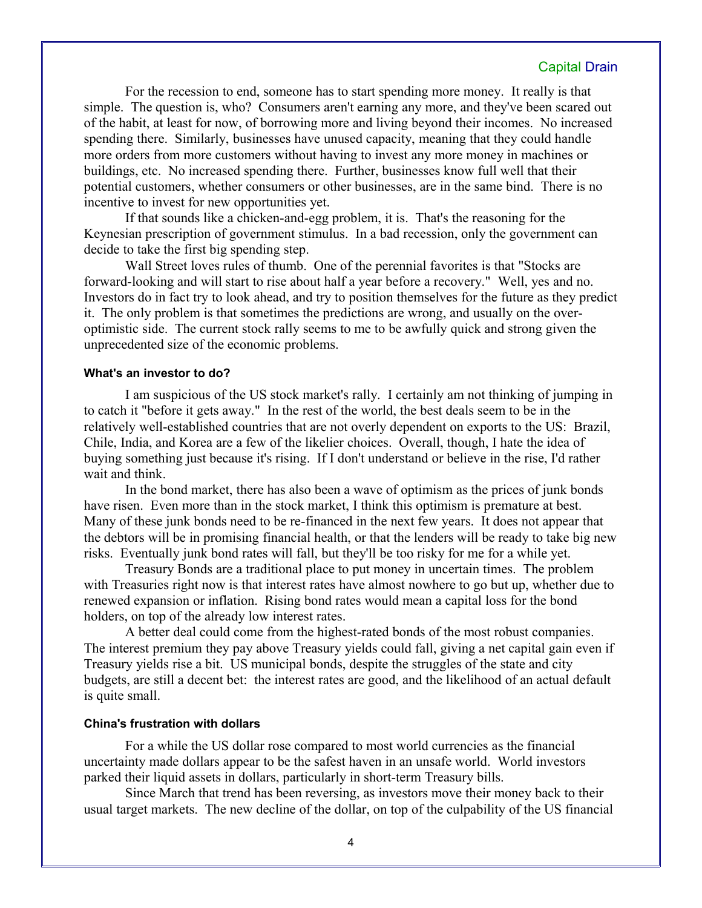For the recession to end, someone has to start spending more money. It really is that simple. The question is, who? Consumers aren't earning any more, and they've been scared out of the habit, at least for now, of borrowing more and living beyond their incomes. No increased spending there. Similarly, businesses have unused capacity, meaning that they could handle more orders from more customers without having to invest any more money in machines or buildings, etc. No increased spending there. Further, businesses know full well that their potential customers, whether consumers or other businesses, are in the same bind. There is no incentive to invest for new opportunities yet.

If that sounds like a chicken-and-egg problem, it is. That's the reasoning for the Keynesian prescription of government stimulus. In a bad recession, only the government can decide to take the first big spending step.

Wall Street loves rules of thumb. One of the perennial favorites is that "Stocks are forward-looking and will start to rise about half a year before a recovery." Well, yes and no. Investors do in fact try to look ahead, and try to position themselves for the future as they predict it. The only problem is that sometimes the predictions are wrong, and usually on the over-optimistic side. The current stock rally seems to me to be awfully quick and strong given the unprecedented size of the economic problems.

#### What's an investor to do?

I am suspicious of the US stock market's rally. I certainly am not thinking of jumping in to catch it "before it gets away." In the rest of the world, the best deals seem to be in the relatively well-established countries that are not overly dependent on exports to the US: Brazil, Chile, India, and Korea are a few of the likelier choices. Overall, though, I hate the idea of buying something just because it's rising. If I don't understand or believe in the rise, I'd rather wait and think.

In the bond market, there has also been a wave of optimism as the prices of junk bonds have risen. Even more than in the stock market, I think this optimism is premature at best. Many of these junk bonds need to be re-financed in the next few years. It does not appear that the debtors will be in promising financial health, or that the lenders will be ready to take big new risks. Eventually junk bond rates will fall, but they'll be too risky for me for a while yet.

Treasury Bonds are a traditional place to put money in uncertain times. The problem with Treasuries right now is that interest rates have almost nowhere to go but up, whether due to renewed expansion or inflation. Rising bond rates would mean a capital loss for the bond holders, on top of the already low interest rates.

A better deal could come from the highest-rated bonds of the most robust companies. The interest premium they pay above Treasury yields could fall, giving a net capital gain even if Treasury yields rise a bit. US municipal bonds, despite the struggles of the state and city budgets, are still a decent bet: the interest rates are good, and the likelihood of an actual default is quite small.

#### China's frustration with dollars

For a while the US dollar rose compared to most world currencies as the financial uncertainty made dollars appear to be the safest haven in an unsafe world. World investors parked their liquid assets in dollars, particularly in short-term Treasury bills.

Since March that trend has been reversing, as investors move their money back to their usual target markets. The new decline of the dollar, on top of the culpability of the US financial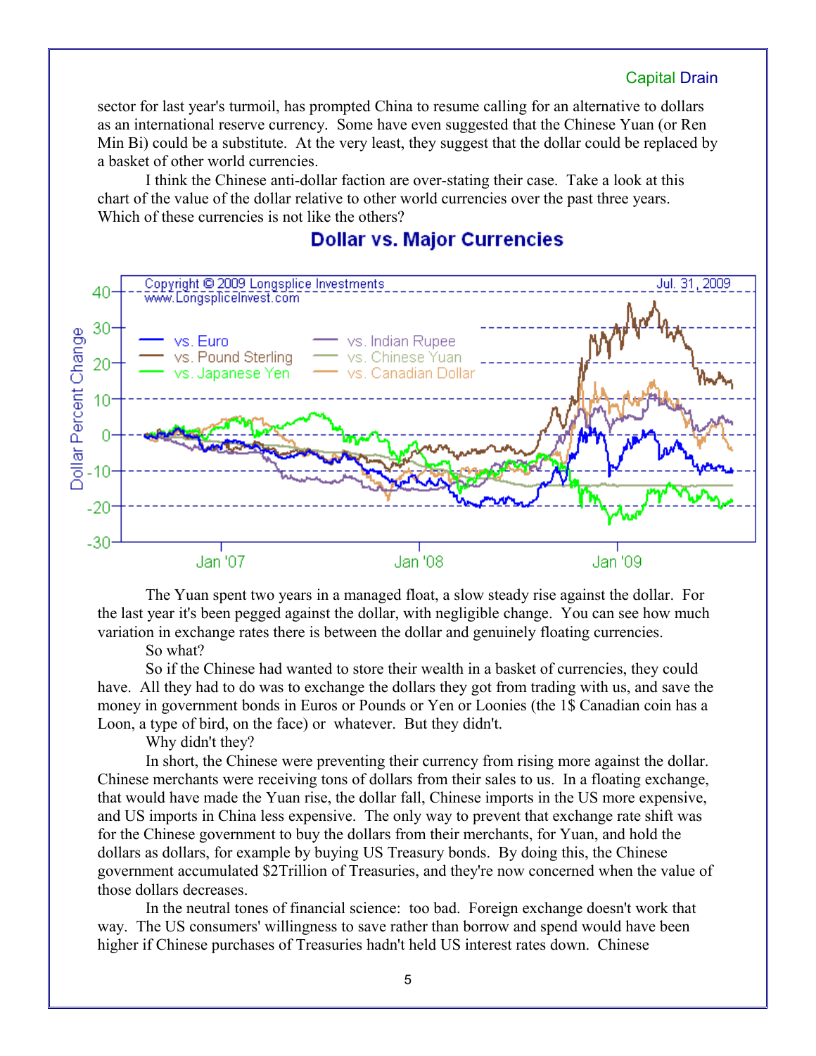sector for last year's turmoil, has prompted China to resume calling for an alternative to dollars as an international reserve currency. Some have even suggested that the Chinese Yuan (or Ren Min Bi) could be a substitute. At the very least, they suggest that the dollar could be replaced by a basket of other world currencies.

I think the Chinese anti-dollar faction are over-stating their case. Take a look at this chart of the value of the dollar relative to other world currencies over the past three years. Which of these currencies is not like the others?

**Dollar vs. Major Currencies**

The Yuan spent two years in a managed float, a slow steady rise against the dollar. For the last year it's been pegged against the dollar, with negligible change. You can see how much variation in exchange rates there is between the dollar and genuinely floating currencies.

So what?

So if the Chinese had wanted to store their wealth in a basket of currencies, they could have. All they had to do was to exchange the dollars they got from trading with us, and save the money in government bonds in Euros or Pounds or Yen or Loonies (the 1$ Canadian coin has a Loon, a type of bird, on the face) or whatever. But they didn't.

Why didn't they?

In short, the Chinese were preventing their currency from rising more against the dollar. Chinese merchants were receiving tons of dollars from their sales to us. In a floating exchange, that would have made the Yuan rise, the dollar fall, Chinese imports in the US more expensive, and US imports in China less expensive. The only way to prevent that exchange rate shift was for the Chinese government to buy the dollars from their merchants, for Yuan, and hold the dollars as dollars, for example by buying US Treasury bonds. By doing this, the Chinese government accumulated $2Trillion of Treasuries, and they're now concerned when the value of those dollars decreases.

In the neutral tones of financial science: too bad. Foreign exchange doesn't work that way. The US consumers' willingness to save rather than borrow and spend would have been higher if Chinese purchases of Treasuries hadn't held US interest rates down. Chinese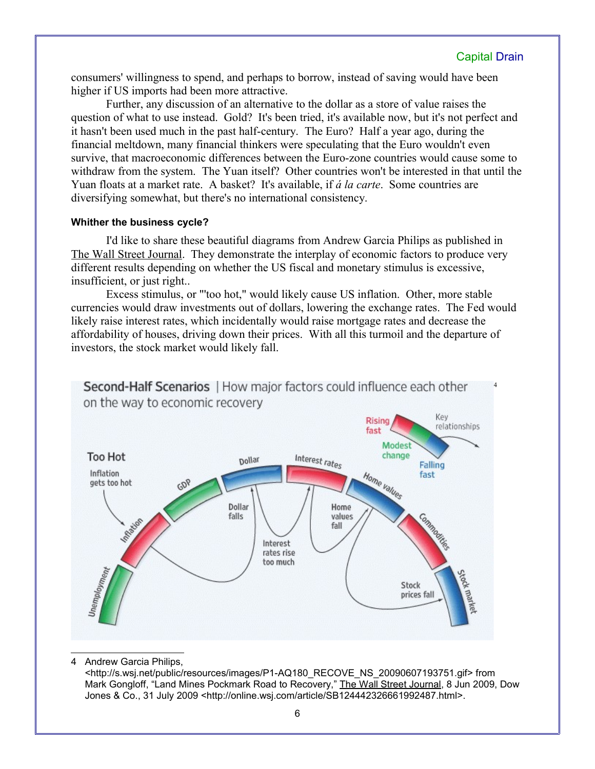consumers' willingness to spend, and perhaps to borrow, instead of saving would have been higher if US imports had been more attractive.

Further, any discussion of an alternative to the dollar as a store of value raises the question of what to use instead. Gold? It's been tried, it's available now, but it's not perfect and it hasn't been used much in the past half-century. The Euro? Half a year ago, during the financial meltdown, many financial thinkers were speculating that the Euro wouldn't even survive, that macroeconomic differences between the Euro-zone countries would cause some to withdraw from the system. The Yuan itself? Other countries won't be interested in that until the Yuan floats at a market rate. A basket? It's available, if *á la carte*. Some countries are diversifying somewhat, but there's no international consistency.

**Whither the business cycle?**

I'd like to share these beautiful diagrams from Andrew Garcia Philips as published in The Wall Street Journal. They demonstrate the interplay of economic factors to produce very different results depending on whether the US fiscal and monetary stimulus is excessive, insufficient, or just right..

Excess stimulus, or "'too hot," would likely cause US inflation. Other, more stable currencies would draw investments out of dollars, lowering the exchange rates. The Fed would likely raise interest rates, which incidentally would raise mortgage rates and decrease the affordability of houses, driving down their prices. With all this turmoil and the departure of investors, the stock market would likely fall.

**Second-Half Scenarios** | How major factors could influence each other on the way to economic recovery [4]

Too Hot — Inflation gets too hot; Dollar falls; Interest rates rise too much; Home values fall; Stock prices fall

Key relationships: Rising fast / Modest change / Falling fast

Unemployment, Inflation, GDP, Dollar, Interest rates, Home values, Commodities, Stock market

---

4 Andrew Garcia Philips, <http://s.wsj.net/public/resources/images/P1-AQ180_RECOVE_NS_20090607193751.gif> from Mark Gongloff, "Land Mines Pockmark Road to Recovery," The Wall Street Journal, 8 Jun 2009, Dow Jones & Co., 31 July 2009 <http://online.wsj.com/article/SB124442326661992487.html>.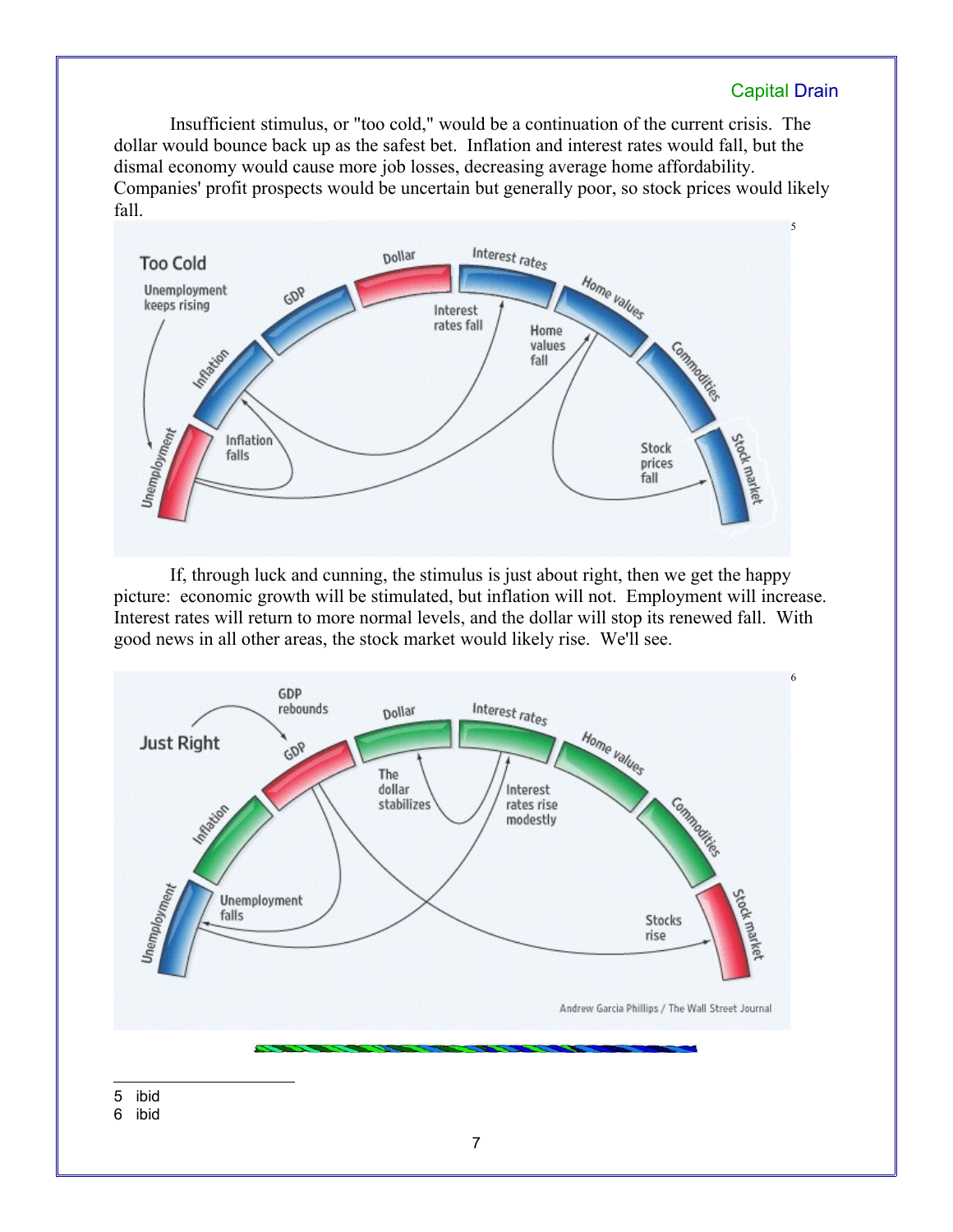Insufficient stimulus, or "too cold," would be a continuation of the current crisis. The dollar would bounce back up as the safest bet. Inflation and interest rates would fall, but the dismal economy would cause more job losses, decreasing average home affordability. Companies' profit prospects would be uncertain but generally poor, so stock prices would likely fall.[5]

If, through luck and cunning, the stimulus is just about right, then we get the happy picture: economic growth will be stimulated, but inflation will not. Employment will increase. Interest rates will return to more normal levels, and the dollar will stop its renewed fall. With good news in all other areas, the stock market would likely rise. We'll see.[6]

---

5 ibid

6 ibid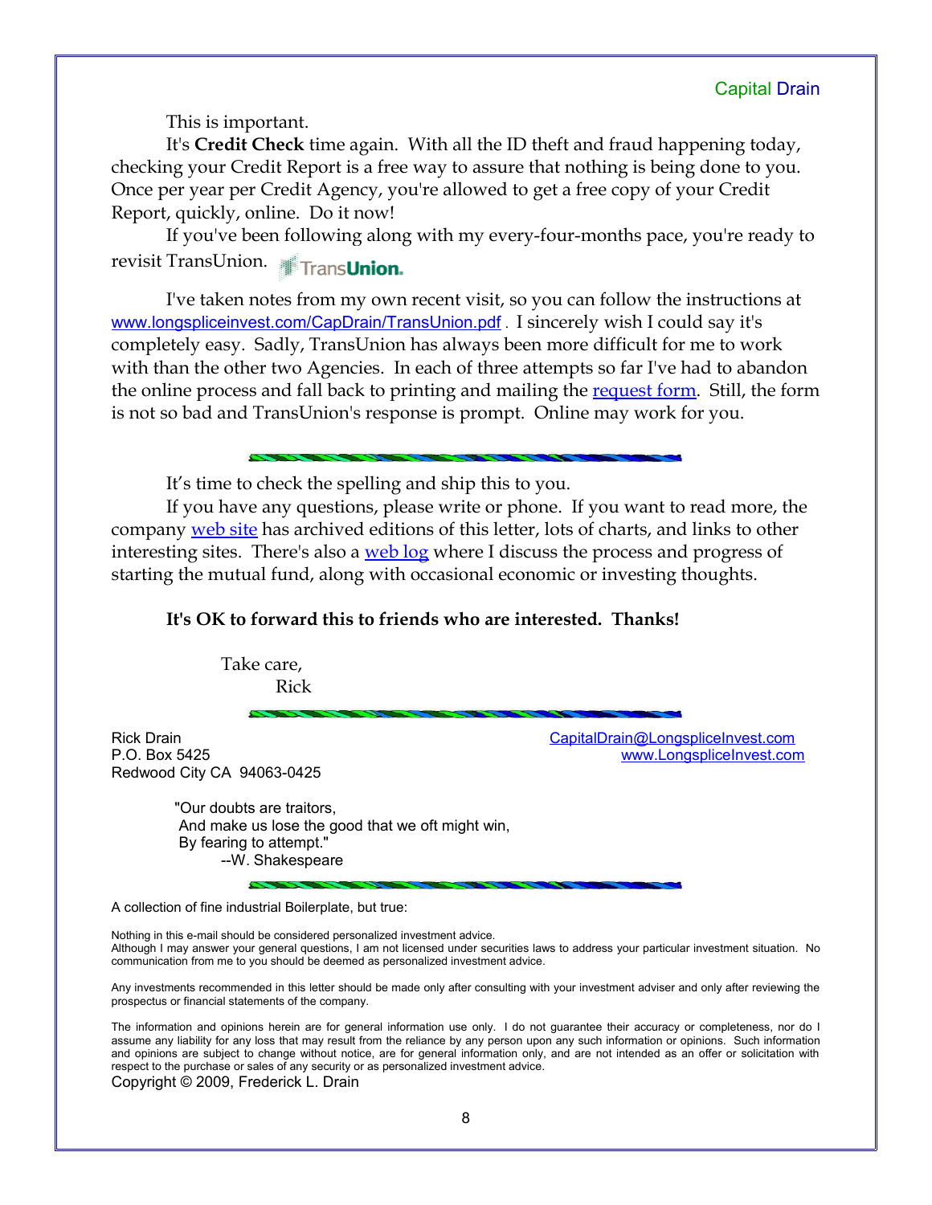This is important.

It's **Credit Check** time again. With all the ID theft and fraud happening today, checking your Credit Report is a free way to assure that nothing is being done to you. Once per year per Credit Agency, you're allowed to get a free copy of your Credit Report, quickly, online. Do it now!

If you've been following along with my every-four-months pace, you're ready to revisit TransUnion. TransUnion.

I've taken notes from my own recent visit, so you can follow the instructions at www.longspliceinvest.com/CapDrain/TransUnion.pdf . I sincerely wish I could say it's completely easy. Sadly, TransUnion has always been more difficult for me to work with than the other two Agencies. In each of three attempts so far I've had to abandon the online process and fall back to printing and mailing the request form. Still, the form is not so bad and TransUnion's response is prompt. Online may work for you.

---

It's time to check the spelling and ship this to you.

If you have any questions, please write or phone. If you want to read more, the company web site has archived editions of this letter, lots of charts, and links to other interesting sites. There's also a web log where I discuss the process and progress of starting the mutual fund, along with occasional economic or investing thoughts.

**It's OK to forward this to friends who are interested. Thanks!**

Take care,
Rick

---

Rick Drain
P.O. Box 5425
Redwood City CA 94063-0425

CapitalDrain@LongspliceInvest.com
www.LongspliceInvest.com

"Our doubts are traitors,
And make us lose the good that we oft might win,
By fearing to attempt."
--W. Shakespeare

---

A collection of fine industrial Boilerplate, but true:

Nothing in this e-mail should be considered personalized investment advice.
Although I may answer your general questions, I am not licensed under securities laws to address your particular investment situation. No communication from me to you should be deemed as personalized investment advice.

Any investments recommended in this letter should be made only after consulting with your investment adviser and only after reviewing the prospectus or financial statements of the company.

The information and opinions herein are for general information use only. I do not guarantee their accuracy or completeness, nor do I assume any liability for any loss that may result from the reliance by any person upon any such information or opinions. Such information and opinions are subject to change without notice, are for general information only, and are not intended as an offer or solicitation with respect to the purchase or sales of any security or as personalized investment advice.

Copyright © 2009, Frederick L. Drain